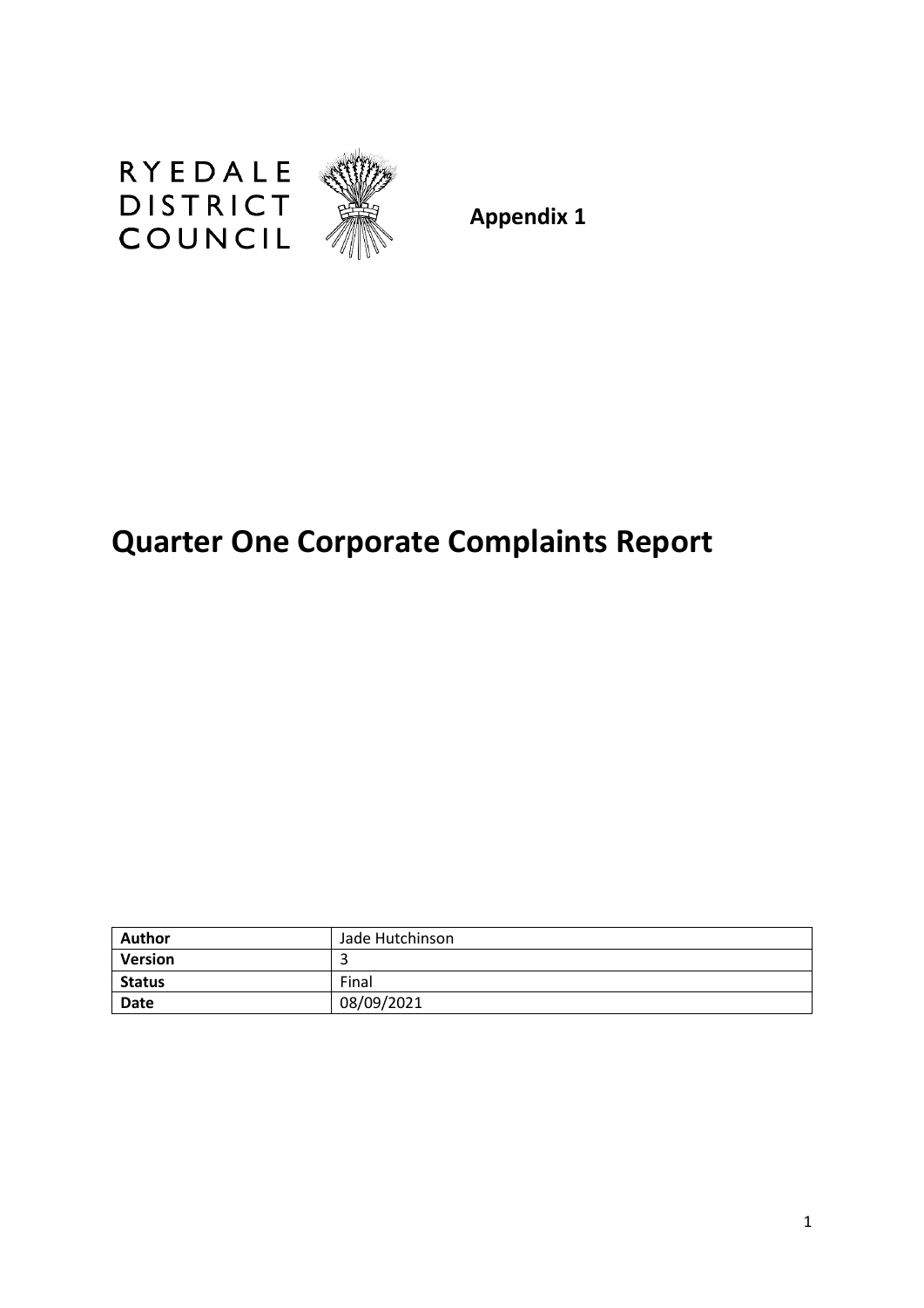RYEDALE DISTRICT COUNCIL

**Appendix 1**

# Quarter One Corporate Complaints Report

| **Author** | Jade Hutchinson |
|---|---|
| **Version** | 3 |
| **Status** | Final |
| **Date** | 08/09/2021 |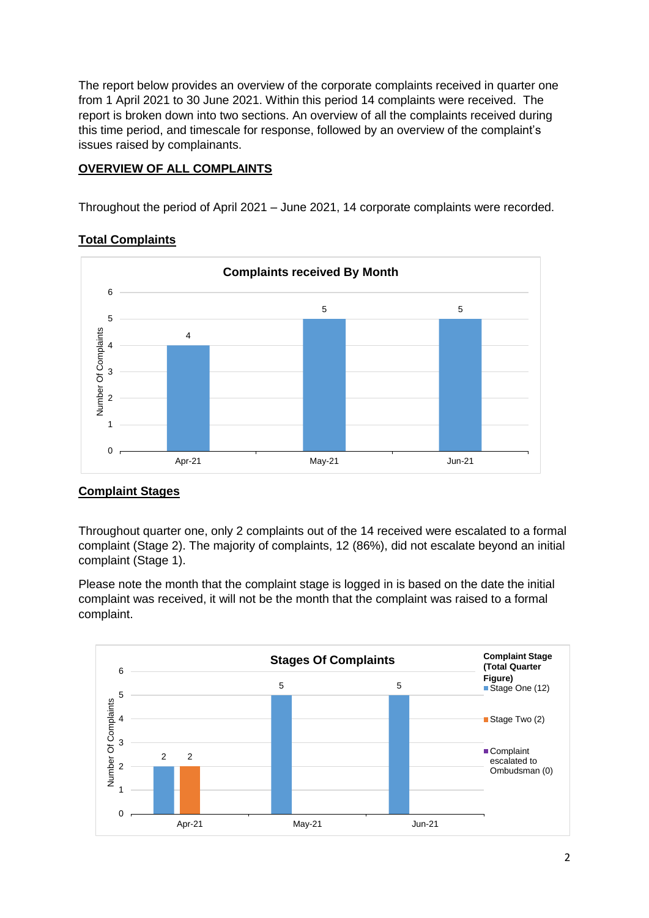The report below provides an overview of the corporate complaints received in quarter one from 1 April 2021 to 30 June 2021. Within this period 14 complaints were received. The report is broken down into two sections. An overview of all the complaints received during this time period, and timescale for response, followed by an overview of the complaint's issues raised by complainants.

## OVERVIEW OF ALL COMPLAINTS

Throughout the period of April 2021 – June 2021, 14 corporate complaints were recorded.

### Total Complaints

**Complaints received By Month**

| Month | Number Of Complaints |
|---|---|
| Apr-21 | 4 |
| May-21 | 5 |
| Jun-21 | 5 |

### Complaint Stages

Throughout quarter one, only 2 complaints out of the 14 received were escalated to a formal complaint (Stage 2). The majority of complaints, 12 (86%), did not escalate beyond an initial complaint (Stage 1).

Please note the month that the complaint stage is logged in is based on the date the initial complaint was received, it will not be the month that the complaint was raised to a formal complaint.

**Stages Of Complaints**

| Month | Stage One (12) | Stage Two (2) | Complaint escalated to Ombudsman (0) |
|---|---|---|---|
| Apr-21 | 2 | 2 | |
| May-21 | 5 | | |
| Jun-21 | 5 | | |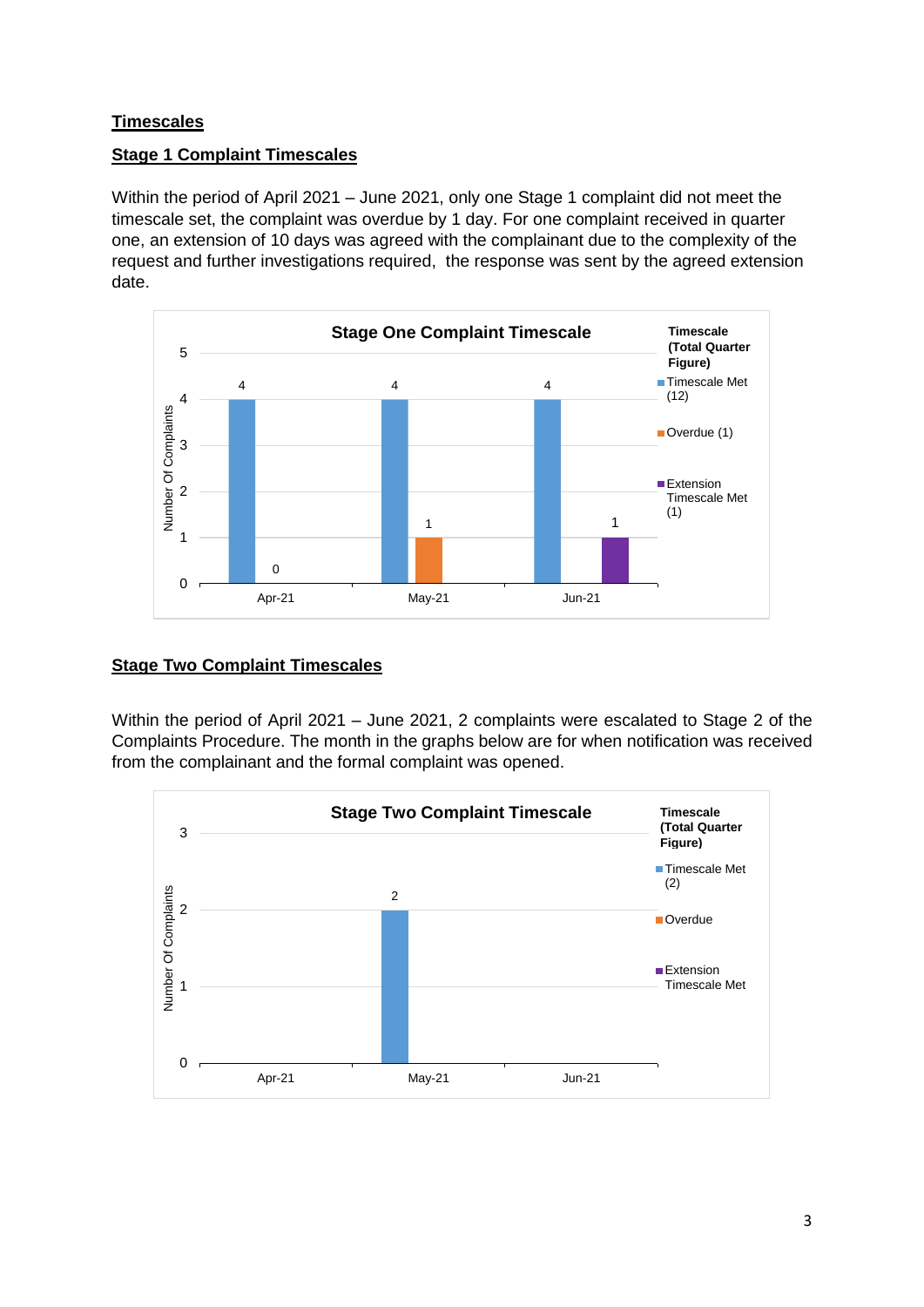## Timescales

### Stage 1 Complaint Timescales

Within the period of April 2021 – June 2021, only one Stage 1 complaint did not meet the timescale set, the complaint was overdue by 1 day. For one complaint received in quarter one, an extension of 10 days was agreed with the complainant due to the complexity of the request and further investigations required, the response was sent by the agreed extension date.

**Stage One Complaint Timescale**

| Month | Timescale Met (12) | Overdue (1) | Extension Timescale Met (1) |
|---|---|---|---|
| Apr-21 | 4 | 0 | |
| May-21 | 4 | 1 | |
| Jun-21 | 4 | | 1 |

### Stage Two Complaint Timescales

Within the period of April 2021 – June 2021, 2 complaints were escalated to Stage 2 of the Complaints Procedure. The month in the graphs below are for when notification was received from the complainant and the formal complaint was opened.

**Stage Two Complaint Timescale**

| Month | Timescale Met (2) | Overdue | Extension Timescale Met |
|---|---|---|---|
| Apr-21 | | | |
| May-21 | 2 | | |
| Jun-21 | | | |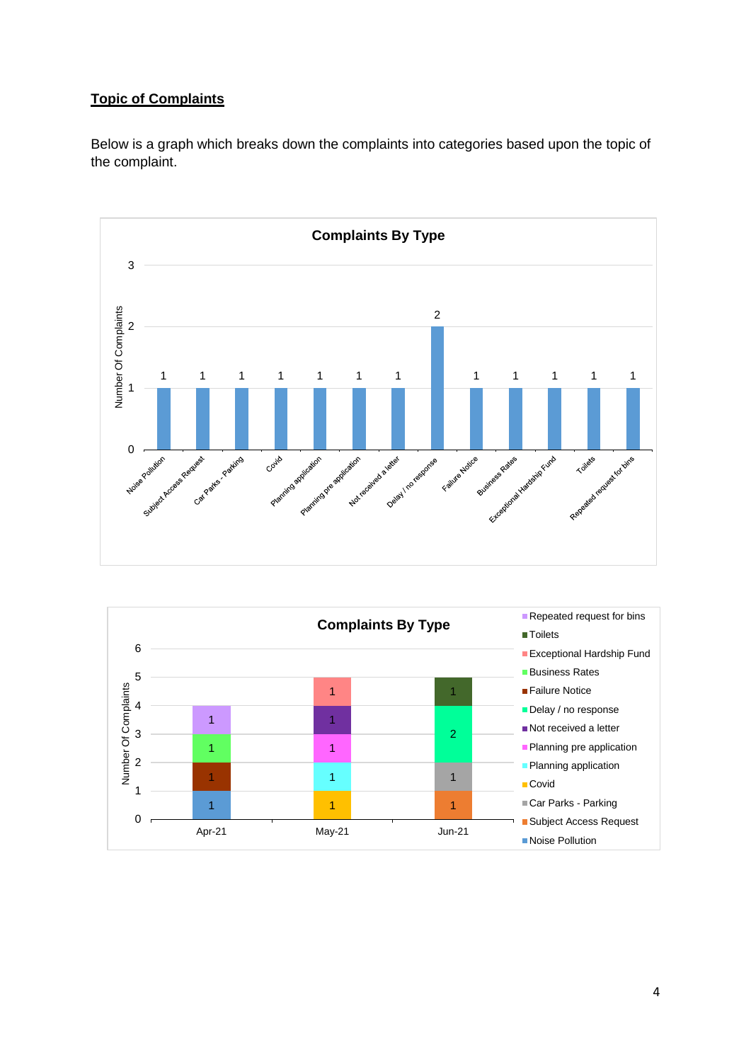## Topic of Complaints

Below is a graph which breaks down the complaints into categories based upon the topic of the complaint.

**Complaints By Type**

| Type | Number Of Complaints |
|---|---|
| Noise Pollution | 1 |
| Subject Access Request | 1 |
| Car Parks - Parking | 1 |
| Covid | 1 |
| Planning application | 1 |
| Planning pre application | 1 |
| Not received a letter | 1 |
| Delay / no response | 2 |
| Failure Notice | 1 |
| Business Rates | 1 |
| Exceptional Hardship Fund | 1 |
| Toilets | 1 |
| Repeated request for bins | 1 |

**Complaints By Type**

| Month | Type | Number Of Complaints |
|---|---|---|
| Apr-21 | Noise Pollution | 1 |
| Apr-21 | Failure Notice | 1 |
| Apr-21 | Business Rates | 1 |
| Apr-21 | Repeated request for bins | 1 |
| May-21 | Covid | 1 |
| May-21 | Planning application | 1 |
| May-21 | Planning pre application | 1 |
| May-21 | Not received a letter | 1 |
| May-21 | Exceptional Hardship Fund | 1 |
| Jun-21 | Subject Access Request | 1 |
| Jun-21 | Car Parks - Parking | 1 |
| Jun-21 | Delay / no response | 2 |
| Jun-21 | Toilets | 1 |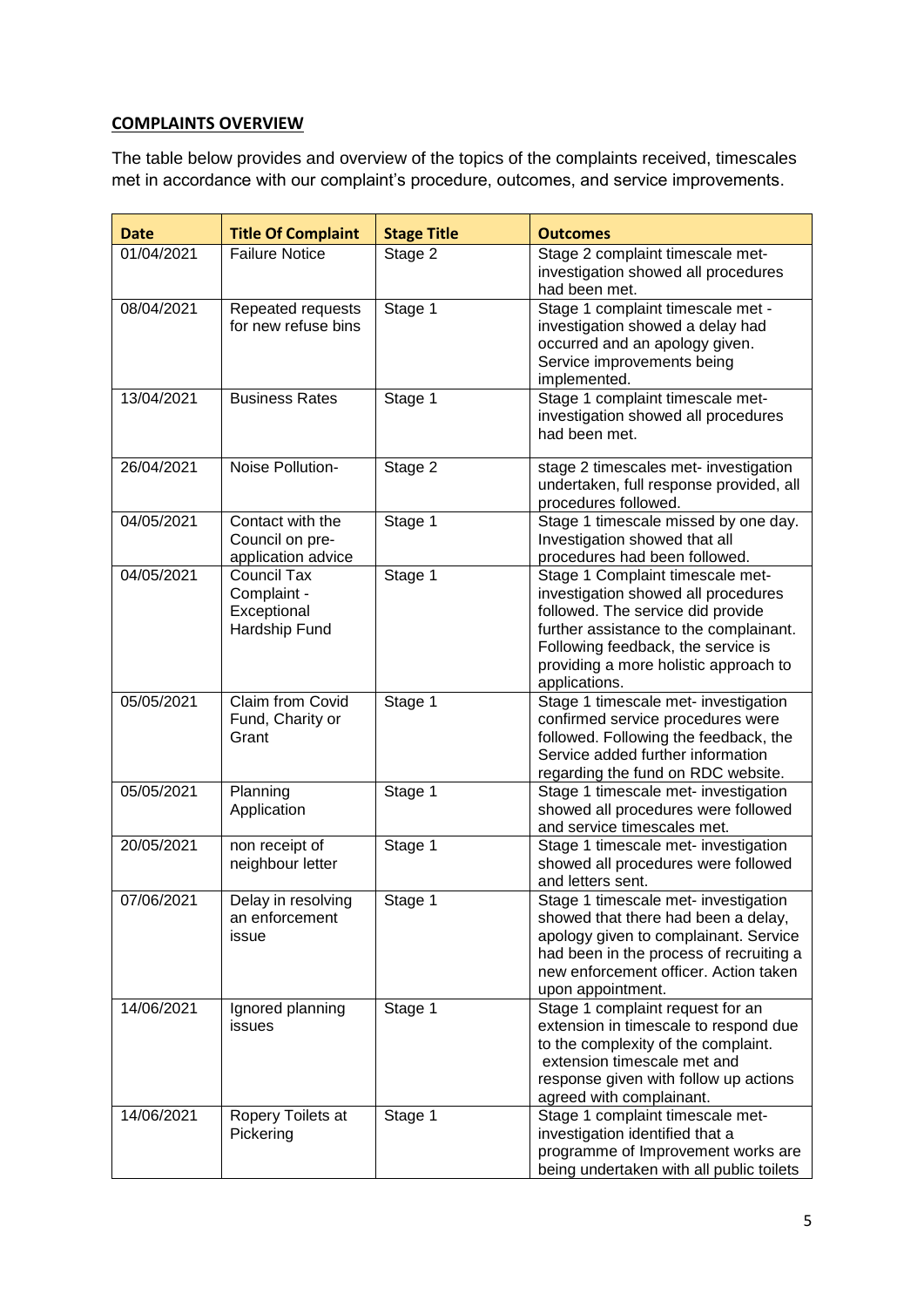## **COMPLAINTS OVERVIEW**

The table below provides and overview of the topics of the complaints received, timescales met in accordance with our complaint's procedure, outcomes, and service improvements.

| Date | Title Of Complaint | Stage Title | Outcomes |
|---|---|---|---|
| 01/04/2021 | Failure Notice | Stage 2 | Stage 2 complaint timescale met- investigation showed all procedures had been met. |
| 08/04/2021 | Repeated requests for new refuse bins | Stage 1 | Stage 1 complaint timescale met - investigation showed a delay had occurred and an apology given. Service improvements being implemented. |
| 13/04/2021 | Business Rates | Stage 1 | Stage 1 complaint timescale met- investigation showed all procedures had been met. |
| 26/04/2021 | Noise Pollution- | Stage 2 | stage 2 timescales met- investigation undertaken, full response provided, all procedures followed. |
| 04/05/2021 | Contact with the Council on pre-application advice | Stage 1 | Stage 1 timescale missed by one day. Investigation showed that all procedures had been followed. |
| 04/05/2021 | Council Tax Complaint - Exceptional Hardship Fund | Stage 1 | Stage 1 Complaint timescale met- investigation showed all procedures followed. The service did provide further assistance to the complainant. Following feedback, the service is providing a more holistic approach to applications. |
| 05/05/2021 | Claim from Covid Fund, Charity or Grant | Stage 1 | Stage 1 timescale met- investigation confirmed service procedures were followed. Following the feedback, the Service added further information regarding the fund on RDC website. |
| 05/05/2021 | Planning Application | Stage 1 | Stage 1 timescale met- investigation showed all procedures were followed and service timescales met. |
| 20/05/2021 | non receipt of neighbour letter | Stage 1 | Stage 1 timescale met- investigation showed all procedures were followed and letters sent. |
| 07/06/2021 | Delay in resolving an enforcement issue | Stage 1 | Stage 1 timescale met- investigation showed that there had been a delay, apology given to complainant. Service had been in the process of recruiting a new enforcement officer. Action taken upon appointment. |
| 14/06/2021 | Ignored planning issues | Stage 1 | Stage 1 complaint request for an extension in timescale to respond due to the complexity of the complaint. extension timescale met and response given with follow up actions agreed with complainant. |
| 14/06/2021 | Ropery Toilets at Pickering | Stage 1 | Stage 1 complaint timescale met- investigation identified that a programme of Improvement works are being undertaken with all public toilets |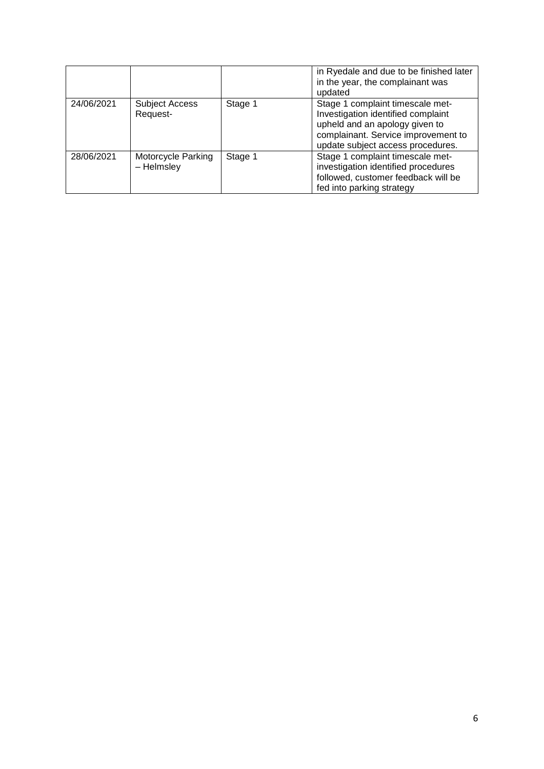| | | | |
|---|---|---|---|
| | | | in Ryedale and due to be finished later in the year, the complainant was updated |
| 24/06/2021 | Subject Access Request- | Stage 1 | Stage 1 complaint timescale met- Investigation identified complaint upheld and an apology given to complainant. Service improvement to update subject access procedures. |
| 28/06/2021 | Motorcycle Parking – Helmsley | Stage 1 | Stage 1 complaint timescale met- investigation identified procedures followed, customer feedback will be fed into parking strategy |